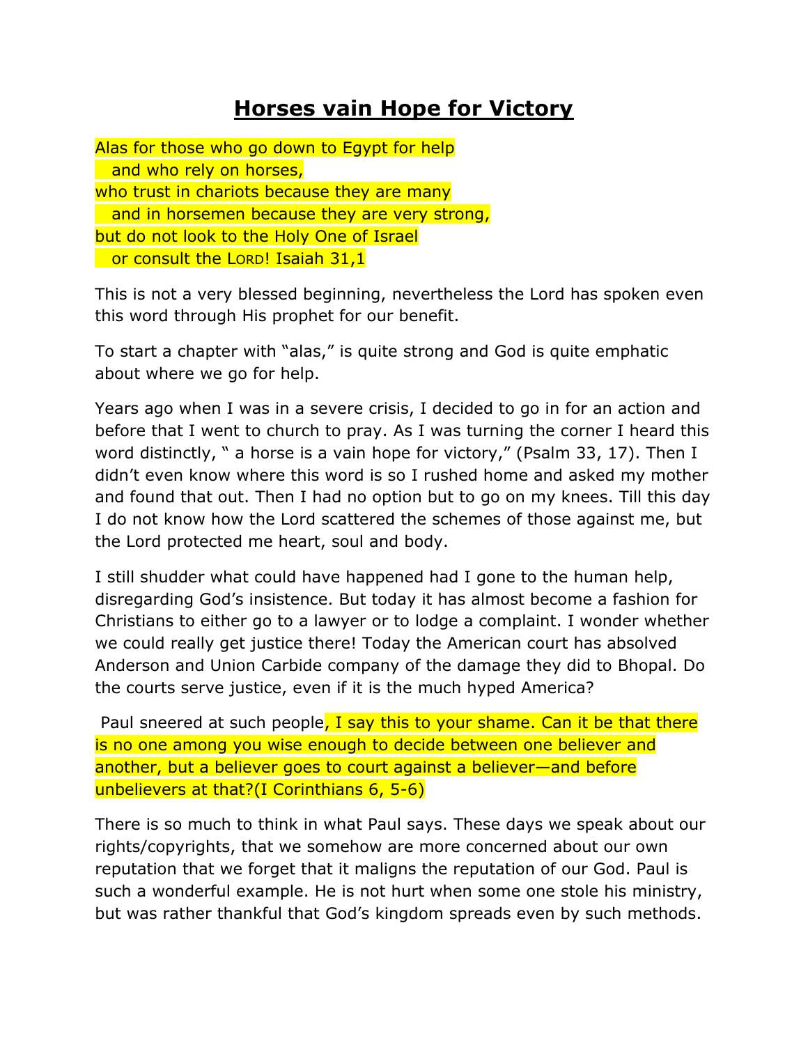# Horses vain Hope for Victory

Alas for those who go down to Egypt for help
   and who rely on horses,
who trust in chariots because they are many
   and in horsemen because they are very strong,
but do not look to the Holy One of Israel
   or consult the LORD! Isaiah 31,1

This is not a very blessed beginning, nevertheless the Lord has spoken even this word through His prophet for our benefit.

To start a chapter with "alas," is quite strong and God is quite emphatic about where we go for help.

Years ago when I was in a severe crisis, I decided to go in for an action and before that I went to church to pray. As I was turning the corner I heard this word distinctly, " a horse is a vain hope for victory," (Psalm 33, 17). Then I didn't even know where this word is so I rushed home and asked my mother and found that out. Then I had no option but to go on my knees. Till this day I do not know how the Lord scattered the schemes of those against me, but the Lord protected me heart, soul and body.

I still shudder what could have happened had I gone to the human help, disregarding God's insistence. But today it has almost become a fashion for Christians to either go to a lawyer or to lodge a complaint. I wonder whether we could really get justice there! Today the American court has absolved Anderson and Union Carbide company of the damage they did to Bhopal. Do the courts serve justice, even if it is the much hyped America?

Paul sneered at such people, I say this to your shame. Can it be that there is no one among you wise enough to decide between one believer and another, but a believer goes to court against a believer—and before unbelievers at that?(I Corinthians 6, 5-6)

There is so much to think in what Paul says. These days we speak about our rights/copyrights, that we somehow are more concerned about our own reputation that we forget that it maligns the reputation of our God. Paul is such a wonderful example. He is not hurt when some one stole his ministry, but was rather thankful that God's kingdom spreads even by such methods.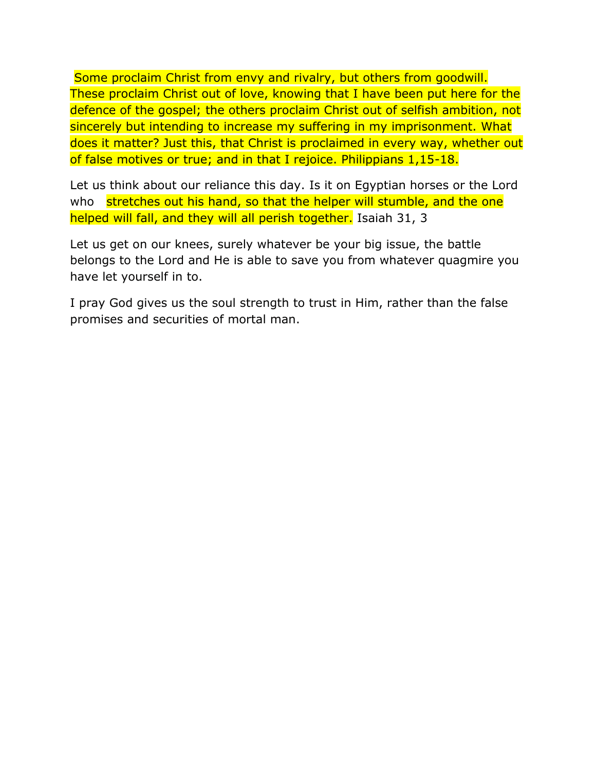Some proclaim Christ from envy and rivalry, but others from goodwill. These proclaim Christ out of love, knowing that I have been put here for the defence of the gospel; the others proclaim Christ out of selfish ambition, not sincerely but intending to increase my suffering in my imprisonment. What does it matter? Just this, that Christ is proclaimed in every way, whether out of false motives or true; and in that I rejoice. Philippians 1,15-18.

Let us think about our reliance this day. Is it on Egyptian horses or the Lord who stretches out his hand, so that the helper will stumble, and the one helped will fall, and they will all perish together. Isaiah 31, 3

Let us get on our knees, surely whatever be your big issue, the battle belongs to the Lord and He is able to save you from whatever quagmire you have let yourself in to.

I pray God gives us the soul strength to trust in Him, rather than the false promises and securities of mortal man.